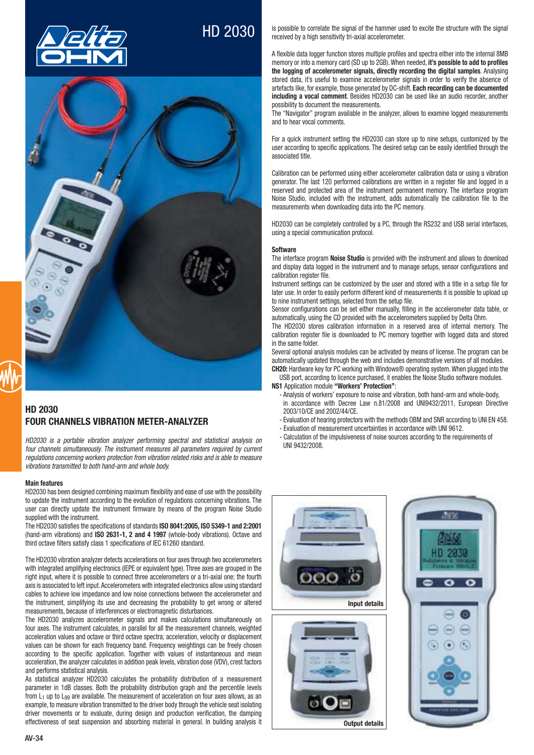# HD 2030

## HD 2030
## FOUR CHANNELS VIBRATION METER-ANALYZER

*HD2030 is a portable vibration analyzer performing spectral and statistical analysis on four channels simultaneously. The instrument measures all parameters required by current regulations concerning workers protection from vibration related risks and is able to measure vibrations transmitted to both hand-arm and whole body.*

### Main features

HD2030 has been designed combining maximum flexibility and ease of use with the possibility to update the instrument according to the evolution of regulations concerning vibrations. The user can directly update the instrument firmware by means of the program Noise Studio supplied with the instrument.

The HD2030 satisfies the specifications of standards **ISO 8041:2005, ISO 5349-1 and 2:2001** (hand-arm vibrations) and **ISO 2631-1, 2 and 4 1997** (whole-body vibrations). Octave and third octave filters satisfy class 1 specifications of IEC 61260 standard.

The HD2030 vibration analyzer detects accelerations on four axes through two accelerometers with integrated amplifying electronics (IEPE or equivalent type). Three axes are grouped in the right input, where it is possible to connect three accelerometers or a tri-axial one; the fourth axis is associated to left input. Accelerometers with integrated electronics allow using standard cables to achieve low impedance and low noise connections between the accelerometer and the instrument, simplifying its use and decreasing the probability to get wrong or altered measurements, because of interferences or electromagnetic disturbances.

The HD2030 analyzes accelerometer signals and makes calculations simultaneously on four axes. The instrument calculates, in parallel for all the measurement channels, weighted acceleration values and octave or third octave spectra; acceleration, velocity or displacement values can be shown for each frequency band. Frequency weightings can be freely chosen according to the specific application. Together with values of instantaneous and mean acceleration, the analyzer calculates in addition peak levels, vibration dose (VDV), crest factors and performs statistical analysis.

As statistical analyzer HD2030 calculates the probability distribution of a measurement parameter in 1dB classes. Both the probability distribution graph and the percentile levels from $L_1$ up to $L_{99}$ are available. The measurement of acceleration on four axes allows, as an example, to measure vibration transmitted to the driver body through the vehicle seat isolating driver movements or to evaluate, during design and production verification, the damping effectiveness of seat suspension and absorbing material in general. In building analysis it is possible to correlate the signal of the hammer used to excite the structure with the signal received by a high sensitivity tri-axial accelerometer.

A flexible data logger function stores multiple profiles and spectra either into the internal 8MB memory or into a memory card (SD up to 2GB). When needed, **it's possible to add to profiles the logging of accelerometer signals, directly recording the digital samples**. Analysing stored data, it's useful to examine accelerometer signals in order to verify the absence of artefacts like, for example, those generated by DC-shift. **Each recording can be documented including a vocal comment**. Besides HD2030 can be used like an audio recorder, another possibility to document the measurements.

The "Navigator" program available in the analyzer, allows to examine logged measurements and to hear vocal comments.

For a quick instrument setting the HD2030 can store up to nine setups, customized by the user according to specific applications. The desired setup can be easily identified through the associated title.

Calibration can be performed using either accelerometer calibration data or using a vibration generator. The last 120 performed calibrations are written in a register file and logged in a reserved and protected area of the instrument permanent memory. The interface program Noise Studio, included with the instrument, adds automatically the calibration file to the measurements when downloading data into the PC memory.

HD2030 can be completely controlled by a PC, through the RS232 and USB serial interfaces, using a special communication protocol.

### Software

The interface program **Noise Studio** is provided with the instrument and allows to download and display data logged in the instrument and to manage setups, sensor configurations and calibration register file.

Instrument settings can be customized by the user and stored with a title in a setup file for later use. In order to easily perform different kind of measurements it is possible to upload up to nine instrument settings, selected from the setup file.

Sensor configurations can be set either manually, filling in the accelerometer data table, or automatically, using the CD provided with the accelerometers supplied by Delta Ohm.

The HD2030 stores calibration information in a reserved area of internal memory. The calibration register file is downloaded to PC memory together with logged data and stored in the same folder.

Several optional analysis modules can be activated by means of license. The program can be automatically updated through the web and includes demonstrative versions of all modules.

**CH20:** Hardware key for PC working with Windows® operating system. When plugged into the USB port, according to licence purchased, it enables the Noise Studio software modules.

**NS1** Application module **"Workers' Protection"**:

- Analysis of workers' exposure to noise and vibration, both hand-arm and whole-body, in accordance with Decree Law n.81/2008 and UNI9432/2011, European Directive 2003/10/CE and 2002/44/CE.
- Evaluation of hearing protectors with the methods OBM and SNR according to UNI EN 458.
- Evaluation of measurement uncertainties in accordance with UNI 9612.
- Calculation of the impulsiveness of noise sources according to the requirements of UNI 9432/2008.

Input details

Output details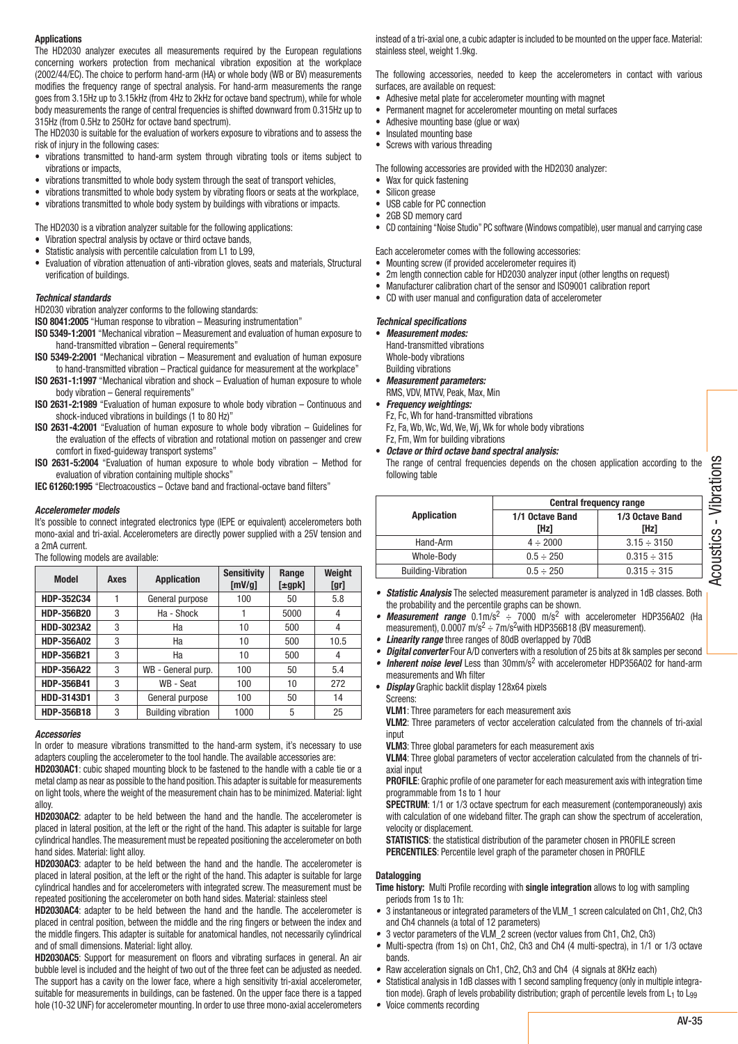### Applications

The HD2030 analyzer executes all measurements required by the European regulations concerning workers protection from mechanical vibration exposition at the workplace (2002/44/EC). The choice to perform hand-arm (HA) or whole body (WB or BV) measurements modifies the frequency range of spectral analysis. For hand-arm measurements the range goes from 3.15Hz up to 3.15kHz (from 4Hz to 2kHz for octave band spectrum), while for whole body measurements the range of central frequencies is shifted downward from 0.315Hz up to 315Hz (from 0.5Hz to 250Hz for octave band spectrum).

The HD2030 is suitable for the evaluation of workers exposure to vibrations and to assess the risk of injury in the following cases:

- vibrations transmitted to hand-arm system through vibrating tools or items subject to vibrations or impacts,
- vibrations transmitted to whole body system through the seat of transport vehicles,
- vibrations transmitted to whole body system by vibrating floors or seats at the workplace,
- vibrations transmitted to whole body system by buildings with vibrations or impacts.

The HD2030 is a vibration analyzer suitable for the following applications:

- Vibration spectral analysis by octave or third octave bands,
- Statistic analysis with percentile calculation from L1 to L99,
- Evaluation of vibration attenuation of anti-vibration gloves, seats and materials, Structural verification of buildings.

### *Technical standards*

HD2030 vibration analyzer conforms to the following standards:

**ISO 8041:2005** "Human response to vibration – Measuring instrumentation"

**ISO 5349-1:2001** "Mechanical vibration – Measurement and evaluation of human exposure to hand-transmitted vibration – General requirements"

**ISO 5349-2:2001** "Mechanical vibration – Measurement and evaluation of human exposure to hand-transmitted vibration – Practical guidance for measurement at the workplace"

**ISO 2631-1:1997** "Mechanical vibration and shock – Evaluation of human exposure to whole body vibration – General requirements"

**ISO 2631-2:1989** "Evaluation of human exposure to whole body vibration – Continuous and shock-induced vibrations in buildings (1 to 80 Hz)"

**ISO 2631-4:2001** "Evaluation of human exposure to whole body vibration – Guidelines for the evaluation of the effects of vibration and rotational motion on passenger and crew comfort in fixed-guideway transport systems"

**ISO 2631-5:2004** "Evaluation of human exposure to whole body vibration – Method for evaluation of vibration containing multiple shocks"

**IEC 61260:1995** "Electroacoustics – Octave band and fractional-octave band filters"

### *Accelerometer models*

It's possible to connect integrated electronics type (IEPE or equivalent) accelerometers both mono-axial and tri-axial. Accelerometers are directly power supplied with a 25V tension and a 2mA current.

The following models are available:

| Model | Axes | Application | Sensitivity [mV/g] | Range [±gpk] | Weight [gr] |
|---|---|---|---|---|---|
| HDP-352C34 | 1 | General purpose | 100 | 50 | 5.8 |
| HDP-356B20 | 3 | Ha - Shock | 1 | 5000 | 4 |
| HDD-3023A2 | 3 | Ha | 10 | 500 | 4 |
| HDP-356A02 | 3 | Ha | 10 | 500 | 10.5 |
| HDP-356B21 | 3 | Ha | 10 | 500 | 4 |
| HDP-356A22 | 3 | WB - General purp. | 100 | 50 | 5.4 |
| HDP-356B41 | 3 | WB - Seat | 100 | 10 | 272 |
| HDD-3143D1 | 3 | General purpose | 100 | 50 | 14 |
| HDP-356B18 | 3 | Building vibration | 1000 | 5 | 25 |

### *Accessories*

In order to measure vibrations transmitted to the hand-arm system, it's necessary to use adapters coupling the accelerometer to the tool handle. The available accessories are:

**HD2030AC1**: cubic shaped mounting block to be fastened to the handle with a cable tie or a metal clamp as near as possible to the hand position. This adapter is suitable for measurements on light tools, where the weight of the measurement chain has to be minimized. Material: light alloy.

**HD2030AC2**: adapter to be held between the hand and the handle. The accelerometer is placed in lateral position, at the left or the right of the hand. This adapter is suitable for large cylindrical handles. The measurement must be repeated positioning the accelerometer on both hand sides. Material: light alloy.

**HD2030AC3**: adapter to be held between the hand and the handle. The accelerometer is placed in lateral position, at the left or the right of the hand. This adapter is suitable for large cylindrical handles and for accelerometers with integrated screw. The measurement must be repeated positioning the accelerometer on both hand sides. Material: stainless steel

**HD2030AC4**: adapter to be held between the hand and the handle. The accelerometer is placed in central position, between the middle and the ring fingers or between the index and the middle fingers. This adapter is suitable for anatomical handles, not necessarily cylindrical and of small dimensions. Material: light alloy.

**HD2030AC5**: Support for measurement on floors and vibrating surfaces in general. An air bubble level is included and the height of two out of the three feet can be adjusted as needed. The support has a cavity on the lower face, where a high sensitivity tri-axial accelerometer, suitable for measurements in buildings, can be fastened. On the upper face there is a tapped hole (10-32 UNF) for accelerometer mounting. In order to use three mono-axial accelerometers instead of a tri-axial one, a cubic adapter is included to be mounted on the upper face. Material: stainless steel, weight 1.9kg.

The following accessories, needed to keep the accelerometers in contact with various surfaces, are available on request:

- Adhesive metal plate for accelerometer mounting with magnet
- Permanent magnet for accelerometer mounting on metal surfaces
- Adhesive mounting base (glue or wax)
- Insulated mounting base
- Screws with various threading

The following accessories are provided with the HD2030 analyzer:

- Wax for quick fastening
- Silicon grease
- USB cable for PC connection
- 2GB SD memory card
- CD containing "Noise Studio" PC software (Windows compatible), user manual and carrying case

Each accelerometer comes with the following accessories:

- Mounting screw (if provided accelerometer requires it)
- 2m length connection cable for HD2030 analyzer input (other lengths on request)
- Manufacturer calibration chart of the sensor and ISO9001 calibration report
- CD with user manual and configuration data of accelerometer

### *Technical specifications*

- ***Measurement modes:***
  Hand-transmitted vibrations
  Whole-body vibrations
  Building vibrations
- ***Measurement parameters:***
  RMS, VDV, MTVV, Peak, Max, Min
- ***Frequency weightings:***
  Fz, Fc, Wh for hand-transmitted vibrations
  Fz, Fa, Wb, Wc, Wd, We, Wj, Wk for whole body vibrations
  Fz, Fm, Wm for building vibrations
- ***Octave or third octave band spectral analysis:***
  The range of central frequencies depends on the chosen application according to the following table

| Application | Central frequency range | |
|---|---|---|
| | 1/1 Octave Band [Hz] | 1/3 Octave Band [Hz] |
| Hand-Arm | 4 ÷ 2000 | 3.15 ÷ 3150 |
| Whole-Body | 0.5 ÷ 250 | 0.315 ÷ 315 |
| Building-Vibration | 0.5 ÷ 250 | 0.315 ÷ 315 |

- ***Statistic Analysis*** The selected measurement parameter is analyzed in 1dB classes. Both the probability and the percentile graphs can be shown.
- ***Measurement range*** 0.1m/s$^2$ ÷ 7000 m/s$^2$ with accelerometer HDP356A02 (Ha measurement), 0.0007 m/s$^2$ ÷ 7m/s$^2$ with HDP356B18 (BV measurement).
- ***Linearity range*** three ranges of 80dB overlapped by 70dB
- ***Digital converter*** Four A/D converters with a resolution of 25 bits at 8k samples per second
- ***Inherent noise level*** Less than 30mm/s$^2$ with accelerometer HDP356A02 for hand-arm measurements and Wh filter
- ***Display*** Graphic backlit display 128x64 pixels
  Screens:
  **VLM1**: Three parameters for each measurement axis
  **VLM2**: Three parameters of vector acceleration calculated from the channels of tri-axial input
  **VLM3**: Three global parameters for each measurement axis
  **VLM4**: Three global parameters of vector acceleration calculated from the channels of tri-axial input
  **PROFILE**: Graphic profile of one parameter for each measurement axis with integration time programmable from 1s to 1 hour
  **SPECTRUM**: 1/1 or 1/3 octave spectrum for each measurement (contemporaneously) axis with calculation of one wideband filter. The graph can show the spectrum of acceleration, velocity or displacement.
  **STATISTICS**: the statistical distribution of the parameter chosen in PROFILE screen
  **PERCENTILES**: Percentile level graph of the parameter chosen in PROFILE

### Datalogging

**Time history:** Multi Profile recording with **single integration** allows to log with sampling periods from 1s to 1h:

- 3 instantaneous or integrated parameters of the VLM_1 screen calculated on Ch1, Ch2, Ch3 and Ch4 channels (a total of 12 parameters)
- 3 vector parameters of the VLM_2 screen (vector values from Ch1, Ch2, Ch3)
- Multi-spectra (from 1s) on Ch1, Ch2, Ch3 and Ch4 (4 multi-spectra), in 1/1 or 1/3 octave bands.
- Raw acceleration signals on Ch1, Ch2, Ch3 and Ch4 (4 signals at 8KHz each)
- Statistical analysis in 1dB classes with 1 second sampling frequency (only in multiple integration mode). Graph of levels probability distribution; graph of percentile levels from $L_1$ to $L_{99}$
- Voice comments recording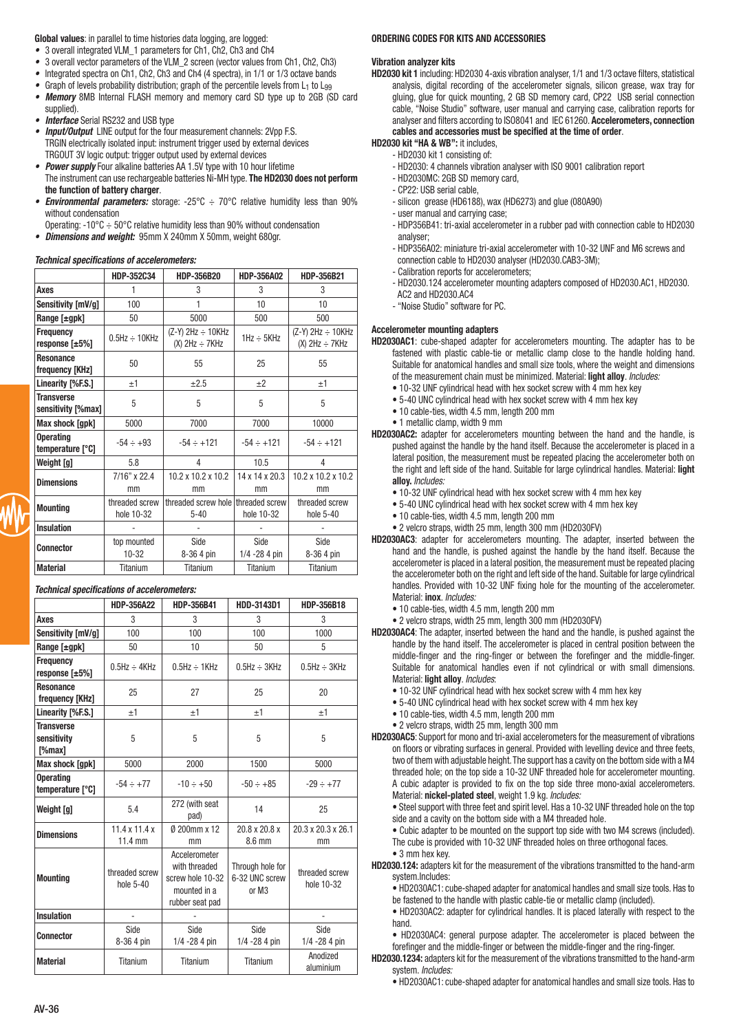**Global values**: in parallel to time histories data logging, are logged:

- 3 overall integrated VLM_1 parameters for Ch1, Ch2, Ch3 and Ch4
- 3 overall vector parameters of the VLM_2 screen (vector values from Ch1, Ch2, Ch3)
- Integrated spectra on Ch1, Ch2, Ch3 and Ch4 (4 spectra), in 1/1 or 1/3 octave bands
- Graph of levels probability distribution; graph of the percentile levels from $L_1$ to $L_{99}$
- ***Memory*** 8MB Internal FLASH memory and memory card SD type up to 2GB (SD card supplied).
- ***Interface*** Serial RS232 and USB type
- ***Input/Output*** LINE output for the four measurement channels: 2Vpp F.S.
  TRGIN electrically isolated input: instrument trigger used by external devices
  TRGOUT 3V logic output: trigger output used by external devices
- ***Power supply*** Four alkaline batteries AA 1.5V type with 10 hour lifetime
  The instrument can use rechargeable batteries Ni-MH type. **The HD2030 does not perform the function of battery charger**.
- ***Environmental parameters:*** storage: -25°C ÷ 70°C relative humidity less than 90% without condensation
  Operating: -10°C ÷ 50°C relative humidity less than 90% without condensation
- ***Dimensions and weight:*** 95mm X 240mm X 50mm, weight 680gr.

***Technical specifications of accelerometers:***

| | HDP-352C34 | HDP-356B20 | HDP-356A02 | HDP-356B21 |
|---|---|---|---|---|
| **Axes** | 1 | 3 | 3 | 3 |
| **Sensitivity [mV/g]** | 100 | 1 | 10 | 10 |
| **Range [±gpk]** | 50 | 5000 | 500 | 500 |
| **Frequency response [±5%]** | 0.5Hz ÷ 10KHz | (Z-Y) 2Hz ÷ 10KHz (X) 2Hz ÷ 7KHz | 1Hz ÷ 5KHz | (Z-Y) 2Hz ÷ 10KHz (X) 2Hz ÷ 7KHz |
| **Resonance frequency [KHz]** | 50 | 55 | 25 | 55 |
| **Linearity [%F.S.]** | ±1 | ±2.5 | ±2 | ±1 |
| **Transverse sensitivity [%max]** | 5 | 5 | 5 | 5 |
| **Max shock [gpk]** | 5000 | 7000 | 7000 | 10000 |
| **Operating temperature [°C]** | -54 ÷ +93 | -54 ÷ +121 | -54 ÷ +121 | -54 ÷ +121 |
| **Weight [g]** | 5.8 | 4 | 10.5 | 4 |
| **Dimensions** | 7/16" x 22.4 mm | 10.2 x 10.2 x 10.2 mm | 14 x 14 x 20.3 mm | 10.2 x 10.2 x 10.2 mm |
| **Mounting** | threaded screw hole 10-32 | threaded screw hole 5-40 | threaded screw hole 10-32 | threaded screw hole 5-40 |
| **Insulation** | - | - | - | - |
| **Connector** | top mounted 10-32 | Side 8-36 4 pin | Side 1/4 -28 4 pin | Side 8-36 4 pin |
| **Material** | Titanium | Titanium | Titanium | Titanium |

***Technical specifications of accelerometers:***

| | HDP-356A22 | HDP-356B41 | HDD-3143D1 | HDP-356B18 |
|---|---|---|---|---|
| **Axes** | 3 | 3 | 3 | 3 |
| **Sensitivity [mV/g]** | 100 | 100 | 100 | 1000 |
| **Range [±gpk]** | 50 | 10 | 50 | 5 |
| **Frequency response [±5%]** | 0.5Hz ÷ 4KHz | 0.5Hz ÷ 1KHz | 0.5Hz ÷ 3KHz | 0.5Hz ÷ 3KHz |
| **Resonance frequency [KHz]** | 25 | 27 | 25 | 20 |
| **Linearity [%F.S.]** | ±1 | ±1 | ±1 | ±1 |
| **Transverse sensitivity [%max]** | 5 | 5 | 5 | 5 |
| **Max shock [gpk]** | 5000 | 2000 | 1500 | 5000 |
| **Operating temperature [°C]** | -54 ÷ +77 | -10 ÷ +50 | -50 ÷ +85 | -29 ÷ +77 |
| **Weight [g]** | 5.4 | 272 (with seat pad) | 14 | 25 |
| **Dimensions** | 11.4 x 11.4 x 11.4 mm | Ø 200mm x 12 mm | 20.8 x 20.8 x 8.6 mm | 20.3 x 20.3 x 26.1 mm |
| **Mounting** | threaded screw hole 5-40 | Accelerometer with threaded screw hole 10-32 mounted in a rubber seat pad | Through hole for 6-32 UNC screw or M3 | threaded screw hole 10-32 |
| **Insulation** | - | - | | - |
| **Connector** | Side 8-36 4 pin | Side 1/4 -28 4 pin | Side 1/4 -28 4 pin | Side 1/4 -28 4 pin |
| **Material** | Titanium | Titanium | Titanium | Anodized aluminium |

**ORDERING CODES FOR KITS AND ACCESSORIES**

**Vibration analyzer kits**

**HD2030 kit 1** including: HD2030 4-axis vibration analyser, 1/1 and 1/3 octave filters, statistical analysis, digital recording of the accelerometer signals, silicon grease, wax tray for gluing, glue for quick mounting, 2 GB SD memory card, CP22 USB serial connection cable, "Noise Studio" software, user manual and carrying case, calibration reports for analyser and filters according to ISO8041 and IEC 61260. **Accelerometers, connection cables and accessories must be specified at the time of order**.

**HD2030 kit "HA & WB":** it includes,

- HD2030 kit 1 consisting of:
- HD2030: 4 channels vibration analyser with ISO 9001 calibration report
- HD2030MC: 2GB SD memory card,
- CP22: USB serial cable,
- silicon grease (HD6188), wax (HD6273) and glue (080A90)
- user manual and carrying case;
- HDP356B41: tri-axial accelerometer in a rubber pad with connection cable to HD2030 analyser;
- HDP356A02: miniature tri-axial accelerometer with 10-32 UNF and M6 screws and connection cable to HD2030 analyser (HD2030.CAB3-3M);
- Calibration reports for accelerometers;
- HD2030.124 accelerometer mounting adapters composed of HD2030.AC1, HD2030.AC2 and HD2030.AC4
- "Noise Studio" software for PC.

**Accelerometer mounting adapters**

**HD2030AC1**: cube-shaped adapter for accelerometers mounting. The adapter has to be fastened with plastic cable-tie or metallic clamp close to the handle holding hand. Suitable for anatomical handles and small size tools, where the weight and dimensions of the measurement chain must be minimized. Material: **light alloy**. *Includes:*

- 10-32 UNF cylindrical head with hex socket screw with 4 mm hex key
- 5-40 UNC cylindrical head with hex socket screw with 4 mm hex key
- 10 cable-ties, width 4.5 mm, length 200 mm
- 1 metallic clamp, width 9 mm

**HD2030AC2:** adapter for accelerometers mounting between the hand and the handle, is pushed against the handle by the hand itself. Because the accelerometer is placed in a lateral position, the measurement must be repeated placing the accelerometer both on the right and left side of the hand. Suitable for large cylindrical handles. Material: **light alloy.** *Includes:*

- 10-32 UNF cylindrical head with hex socket screw with 4 mm hex key
- 5-40 UNC cylindrical head with hex socket screw with 4 mm hex key
- 10 cable-ties, width 4.5 mm, length 200 mm
- 2 velcro straps, width 25 mm, length 300 mm (HD2030FV)

**HD2030AC3**: adapter for accelerometers mounting. The adapter, inserted between the hand and the handle, is pushed against the handle by the hand itself. Because the accelerometer is placed in a lateral position, the measurement must be repeated placing the accelerometer both on the right and left side of the hand. Suitable for large cylindrical handles. Provided with 10-32 UNF fixing hole for the mounting of the accelerometer. Material: **inox**. *Includes:*

- 10 cable-ties, width 4.5 mm, length 200 mm
- 2 velcro straps, width 25 mm, length 300 mm (HD2030FV)

**HD2030AC4**: The adapter, inserted between the hand and the handle, is pushed against the handle by the hand itself. The accelerometer is placed in central position between the middle-finger and the ring-finger or between the forefinger and the middle-finger. Suitable for anatomical handles even if not cylindrical or with small dimensions. Material: **light alloy**. *Includes*:

- 10-32 UNF cylindrical head with hex socket screw with 4 mm hex key
- 5-40 UNC cylindrical head with hex socket screw with 4 mm hex key
- 10 cable-ties, width 4.5 mm, length 200 mm
- 2 velcro straps, width 25 mm, length 300 mm

**HD2030AC5**: Support for mono and tri-axial accelerometers for the measurement of vibrations on floors or vibrating surfaces in general. Provided with levelling device and three feets, two of them with adjustable height. The support has a cavity on the bottom side with a M4 threaded hole; on the top side a 10-32 UNF threaded hole for accelerometer mounting. A cubic adapter is provided to fix on the top side three mono-axial accelerometers. Material: **nickel-plated steel**, weight 1.9 kg. *Includes:*

- Steel support with three feet and spirit level. Has a 10-32 UNF threaded hole on the top side and a cavity on the bottom side with a M4 threaded hole.
- Cubic adapter to be mounted on the support top side with two M4 screws (included). The cube is provided with 10-32 UNF threaded holes on three orthogonal faces.
- 3 mm hex key.

**HD2030.124:** adapters kit for the measurement of the vibrations transmitted to the hand-arm system.Includes:

- HD2030AC1: cube-shaped adapter for anatomical handles and small size tools. Has to be fastened to the handle with plastic cable-tie or metallic clamp (included).
- HD2030AC2: adapter for cylindrical handles. It is placed laterally with respect to the hand.
- HD2030AC4: general purpose adapter. The accelerometer is placed between the forefinger and the middle-finger or between the middle-finger and the ring-finger.

**HD2030.1234:** adapters kit for the measurement of the vibrations transmitted to the hand-arm system. *Includes:*

- HD2030AC1: cube-shaped adapter for anatomical handles and small size tools. Has to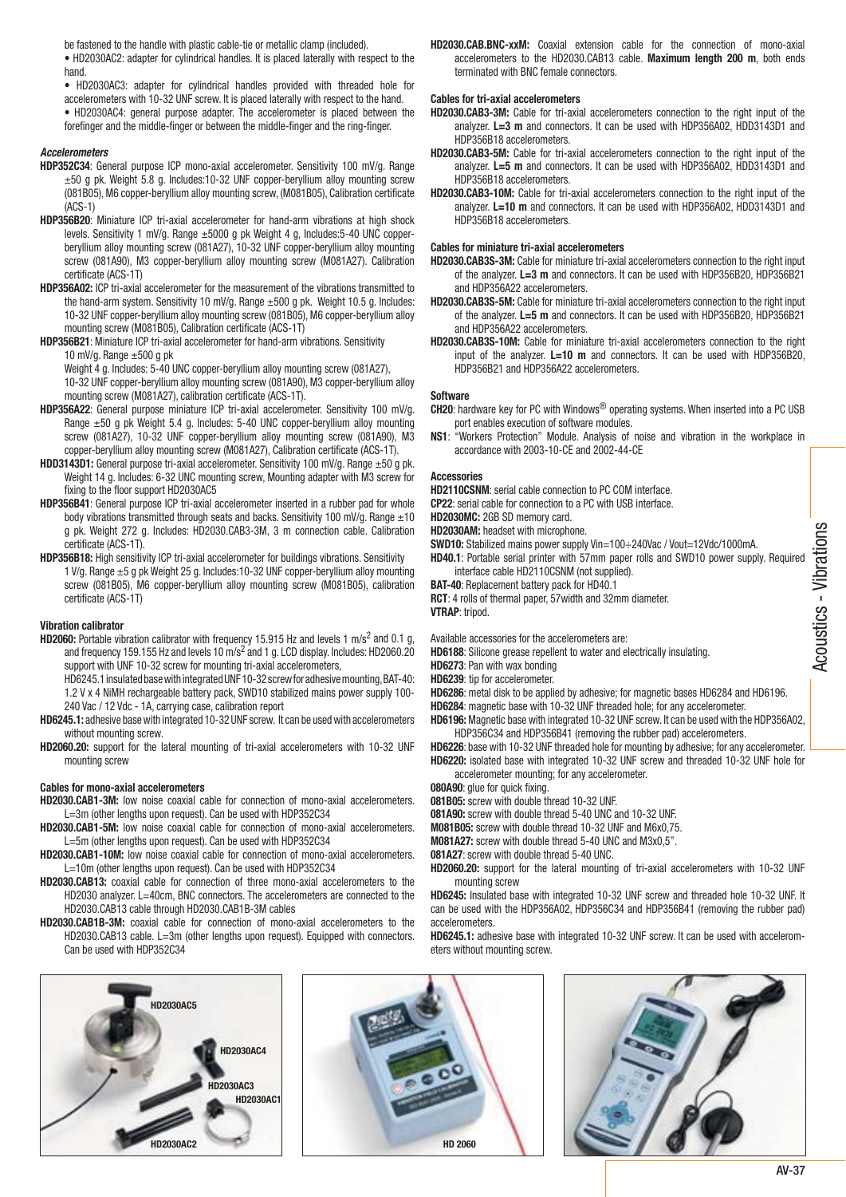be fastened to the handle with plastic cable-tie or metallic clamp (included).

- HD2030AC2: adapter for cylindrical handles. It is placed laterally with respect to the hand.
- HD2030AC3: adapter for cylindrical handles provided with threaded hole for accelerometers with 10-32 UNF screw. It is placed laterally with respect to the hand.
- HD2030AC4: general purpose adapter. The accelerometer is placed between the forefinger and the middle-finger or between the middle-finger and the ring-finger.

### *Accelerometers*

**HDP352C34**: General purpose ICP mono-axial accelerometer. Sensitivity 100 mV/g. Range ±50 g pk. Weight 5.8 g. Includes:10-32 UNF copper-beryllium alloy mounting screw (081B05), M6 copper-beryllium alloy mounting screw, (M081B05), Calibration certificate (ACS-1)

**HDP356B20**: Miniature ICP tri-axial accelerometer for hand-arm vibrations at high shock levels. Sensitivity 1 mV/g. Range ±5000 g pk Weight 4 g, Includes:5-40 UNC copper-beryllium alloy mounting screw (081A27), 10-32 UNF copper-beryllium alloy mounting screw (081A90), M3 copper-beryllium alloy mounting screw (M081A27). Calibration certificate (ACS-1T)

**HDP356A02:** ICP tri-axial accelerometer for the measurement of the vibrations transmitted to the hand-arm system. Sensitivity 10 mV/g. Range ±500 g pk. Weight 10.5 g. Includes: 10-32 UNF copper-beryllium alloy mounting screw (081B05), M6 copper-beryllium alloy mounting screw (M081B05), Calibration certificate (ACS-1T)

**HDP356B21**: Miniature ICP tri-axial accelerometer for hand-arm vibrations. Sensitivity 10 mV/g. Range ±500 g pk
Weight 4 g. Includes: 5-40 UNC copper-beryllium alloy mounting screw (081A27), 10-32 UNF copper-beryllium alloy mounting screw (081A90), M3 copper-beryllium alloy mounting screw (M081A27), calibration certificate (ACS-1T).

**HDP356A22**: General purpose miniature ICP tri-axial accelerometer. Sensitivity 100 mV/g. Range ±50 g pk Weight 5.4 g. Includes: 5-40 UNC copper-beryllium alloy mounting screw (081A27), 10-32 UNF copper-beryllium alloy mounting screw (081A90), M3 copper-beryllium alloy mounting screw (M081A27), Calibration certificate (ACS-1T).

**HDD3143D1:** General purpose tri-axial accelerometer. Sensitivity 100 mV/g. Range ±50 g pk. Weight 14 g. Includes: 6-32 UNC mounting screw, Mounting adapter with M3 screw for fixing to the floor support HD2030AC5

**HDP356B41**: General purpose ICP tri-axial accelerometer inserted in a rubber pad for whole body vibrations transmitted through seats and backs. Sensitivity 100 mV/g. Range ±10 g pk. Weight 272 g. Includes: HD2030.CAB3-3M, 3 m connection cable. Calibration certificate (ACS-1T).

**HDP356B18:** High sensitivity ICP tri-axial accelerometer for buildings vibrations. Sensitivity 1 V/g. Range ±5 g pk Weight 25 g. Includes:10-32 UNF copper-beryllium alloy mounting screw (081B05), M6 copper-beryllium alloy mounting screw (M081B05), calibration certificate (ACS-1T)

### Vibration calibrator

**HD2060:** Portable vibration calibrator with frequency 15.915 Hz and levels 1 $m/s^2$ and 0.1 g, and frequency 159.155 Hz and levels 10 $m/s^2$ and 1 g. LCD display. Includes: HD2060.20 support with UNF 10-32 screw for mounting tri-axial accelerometers,
HD6245.1 insulated base with integrated UNF 10-32 screw for adhesive mounting, BAT-40: 1.2 V x 4 NiMH rechargeable battery pack, SWD10 stabilized mains power supply 100-240 Vac / 12 Vdc - 1A, carrying case, calibration report

**HD6245.1:** adhesive base with integrated 10-32 UNF screw. It can be used with accelerometers without mounting screw.

**HD2060.20:** support for the lateral mounting of tri-axial accelerometers with 10-32 UNF mounting screw

### Cables for mono-axial accelerometers

**HD2030.CAB1-3M:** low noise coaxial cable for connection of mono-axial accelerometers. L=3m (other lengths upon request). Can be used with HDP352C34

**HD2030.CAB1-5M:** low noise coaxial cable for connection of mono-axial accelerometers. L=5m (other lengths upon request). Can be used with HDP352C34

**HD2030.CAB1-10M:** low noise coaxial cable for connection of mono-axial accelerometers. L=10m (other lengths upon request). Can be used with HDP352C34

**HD2030.CAB13:** coaxial cable for connection of three mono-axial accelerometers to the HD2030 analyzer. L=40cm, BNC connectors. The accelerometers are connected to the HD2030.CAB13 cable through HD2030.CAB1B-3M cables

**HD2030.CAB1B-3M:** coaxial cable for connection of mono-axial accelerometers to the HD2030.CAB13 cable. L=3m (other lengths upon request). Equipped with connectors. Can be used with HDP352C34

**HD2030.CAB.BNC-xxM:** Coaxial extension cable for the connection of mono-axial accelerometers to the HD2030.CAB13 cable. **Maximum length 200 m**, both ends terminated with BNC female connectors.

### Cables for tri-axial accelerometers

**HD2030.CAB3-3M:** Cable for tri-axial accelerometers connection to the right input of the analyzer. **L=3 m** and connectors. It can be used with HDP356A02, HDD3143D1 and HDP356B18 accelerometers.

**HD2030.CAB3-5M:** Cable for tri-axial accelerometers connection to the right input of the analyzer. **L=5 m** and connectors. It can be used with HDP356A02, HDD3143D1 and HDP356B18 accelerometers.

**HD2030.CAB3-10M:** Cable for tri-axial accelerometers connection to the right input of the analyzer. **L=10 m** and connectors. It can be used with HDP356A02, HDD3143D1 and HDP356B18 accelerometers.

### Cables for miniature tri-axial accelerometers

**HD2030.CAB3S-3M:** Cable for miniature tri-axial accelerometers connection to the right input of the analyzer. **L=3 m** and connectors. It can be used with HDP356B20, HDP356B21 and HDP356A22 accelerometers.

**HD2030.CAB3S-5M:** Cable for miniature tri-axial accelerometers connection to the right input of the analyzer. **L=5 m** and connectors. It can be used with HDP356B20, HDP356B21 and HDP356A22 accelerometers.

**HD2030.CAB3S-10M:** Cable for miniature tri-axial accelerometers connection to the right input of the analyzer. **L=10 m** and connectors. It can be used with HDP356B20, HDP356B21 and HDP356A22 accelerometers.

### Software

**CH20**: hardware key for PC with Windows® operating systems. When inserted into a PC USB port enables execution of software modules.

**NS1**: "Workers Protection" Module. Analysis of noise and vibration in the workplace in accordance with 2003-10-CE and 2002-44-CE

### Accessories

**HD2110CSNM**: serial cable connection to PC COM interface.
**CP22**: serial cable for connection to a PC with USB interface.
**HD2030MC:** 2GB SD memory card.
**HD2030AM:** headset with microphone.
**SWD10:** Stabilized mains power supply Vin=100÷240Vac / Vout=12Vdc/1000mA.
**HD40.1**: Portable serial printer with 57mm paper rolls and SWD10 power supply. Required interface cable HD2110CSNM (not supplied).
**BAT-40**: Replacement battery pack for HD40.1
**RCT**: 4 rolls of thermal paper, 57width and 32mm diameter.
**VTRAP**: tripod.

Available accessories for the accelerometers are:

**HD6188**: Silicone grease repellent to water and electrically insulating.
**HD6273**: Pan with wax bonding
**HD6239**: tip for accelerometer.
**HD6286**: metal disk to be applied by adhesive; for magnetic bases HD6284 and HD6196.
**HD6284**: magnetic base with 10-32 UNF threaded hole; for any accelerometer.
**HD6196:** Magnetic base with integrated 10-32 UNF screw. It can be used with the HDP356A02, HDP356C34 and HDP356B41 (removing the rubber pad) accelerometers.
**HD6226**: base with 10-32 UNF threaded hole for mounting by adhesive; for any accelerometer.
**HD6220:** isolated base with integrated 10-32 UNF screw and threaded 10-32 UNF hole for accelerometer mounting; for any accelerometer.
**080A90**: glue for quick fixing.
**081B05:** screw with double thread 10-32 UNF.
**081A90:** screw with double thread 5-40 UNC and 10-32 UNF.
**M081B05:** screw with double thread 10-32 UNF and M6x0,75.
**M081A27:** screw with double thread 5-40 UNC and M3x0,5".
**081A27**: screw with double thread 5-40 UNC.
**HD2060.20:** support for the lateral mounting of tri-axial accelerometers with 10-32 UNF mounting screw
**HD6245:** Insulated base with integrated 10-32 UNF screw and threaded hole 10-32 UNF. It can be used with the HDP356A02, HDP356C34 and HDP356B41 (removing the rubber pad) accelerometers.
**HD6245.1:** adhesive base with integrated 10-32 UNF screw. It can be used with accelerometers without mounting screw.

HD2030AC5
HD2030AC4
HD2030AC3
HD2030AC1
HD2030AC2

HD 2060